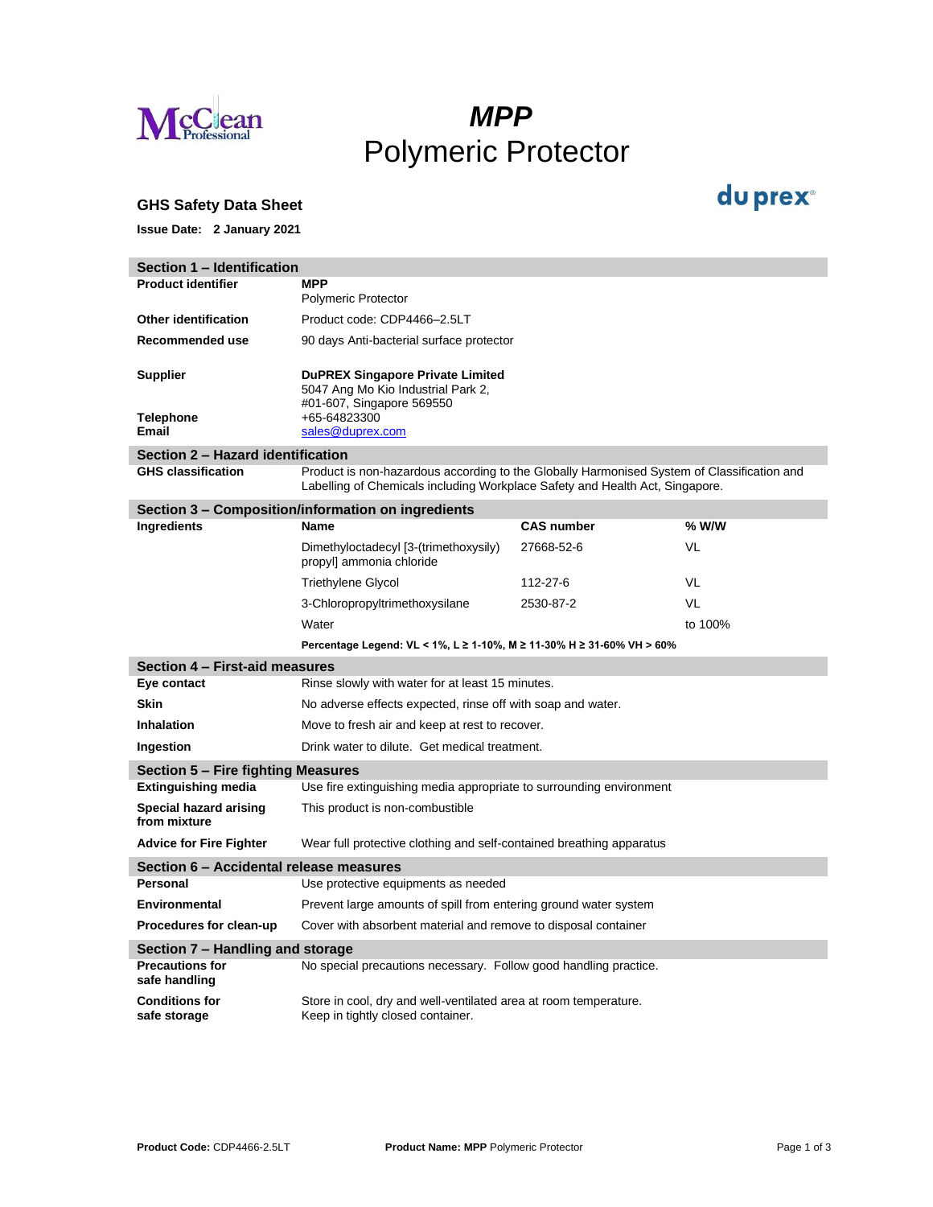McClean Professional

# *MPP*
# Polymeric Protector

du prex®

## GHS Safety Data Sheet

**Issue Date: 2 January 2021**

## Section 1 – Identification

| | |
|---|---|
| **Product identifier** | **MPP**<br>Polymeric Protector |
| **Other identification** | Product code: CDP4466–2.5LT |
| **Recommended use** | 90 days Anti-bacterial surface protector |
| **Supplier** | **DuPREX Singapore Private Limited**<br>5047 Ang Mo Kio Industrial Park 2,<br>#01-607, Singapore 569550 |
| **Telephone** | +65-64823300 |
| **Email** | sales@duprex.com |

## Section 2 – Hazard identification

| | |
|---|---|
| **GHS classification** | Product is non-hazardous according to the Globally Harmonised System of Classification and Labelling of Chemicals including Workplace Safety and Health Act, Singapore. |

## Section 3 – Composition/information on ingredients

| **Ingredients** | **Name** | **CAS number** | **% W/W** |
|---|---|---|---|
| | Dimethyloctadecyl [3-(trimethoxysily) propyl] ammonia chloride | 27668-52-6 | VL |
| | Triethylene Glycol | 112-27-6 | VL |
| | 3-Chloropropyltrimethoxysilane | 2530-87-2 | VL |
| | Water | | to 100% |

**Percentage Legend: VL < 1%, L ≥ 1-10%, M ≥ 11-30% H ≥ 31-60% VH > 60%**

## Section 4 – First-aid measures

| | |
|---|---|
| **Eye contact** | Rinse slowly with water for at least 15 minutes. |
| **Skin** | No adverse effects expected, rinse off with soap and water. |
| **Inhalation** | Move to fresh air and keep at rest to recover. |
| **Ingestion** | Drink water to dilute. Get medical treatment. |

## Section 5 – Fire fighting Measures

| | |
|---|---|
| **Extinguishing media** | Use fire extinguishing media appropriate to surrounding environment |
| **Special hazard arising from mixture** | This product is non-combustible |
| **Advice for Fire Fighter** | Wear full protective clothing and self-contained breathing apparatus |

## Section 6 – Accidental release measures

| | |
|---|---|
| **Personal** | Use protective equipments as needed |
| **Environmental** | Prevent large amounts of spill from entering ground water system |
| **Procedures for clean-up** | Cover with absorbent material and remove to disposal container |

## Section 7 – Handling and storage

| | |
|---|---|
| **Precautions for safe handling** | No special precautions necessary. Follow good handling practice. |
| **Conditions for safe storage** | Store in cool, dry and well-ventilated area at room temperature.<br>Keep in tightly closed container. |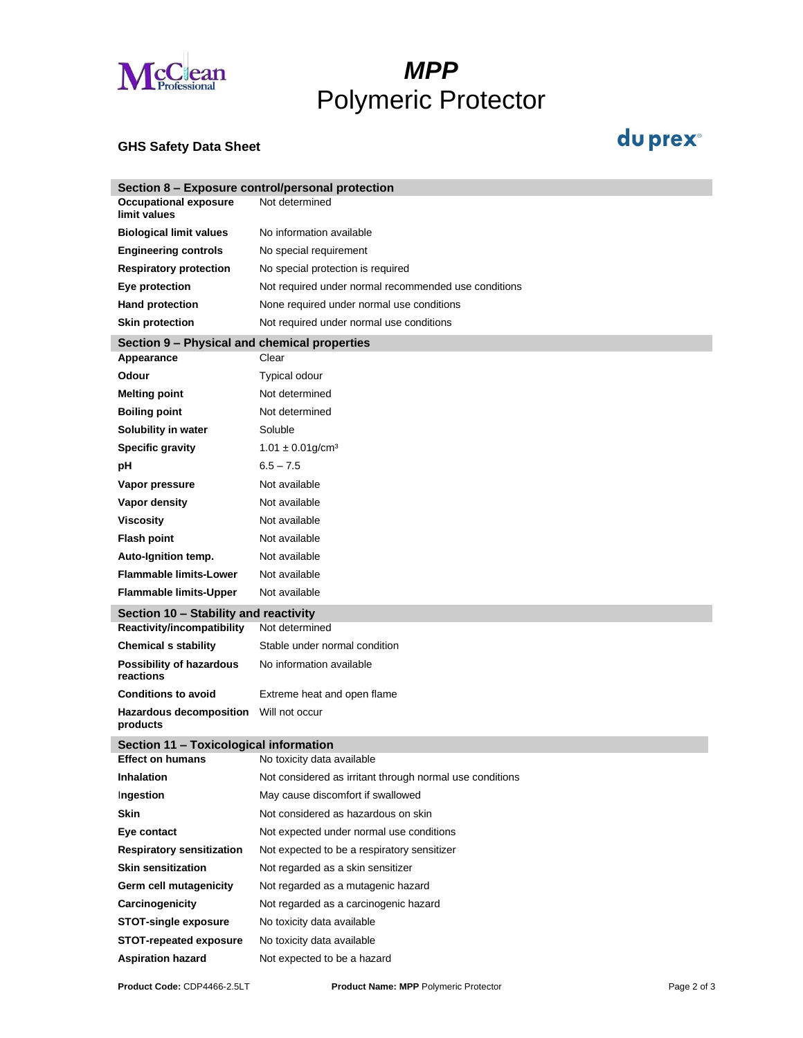# MPP
# Polymeric Protector

**GHS Safety Data Sheet**

## Section 8 – Exposure control/personal protection

| | |
|---|---|
| **Occupational exposure limit values** | Not determined |
| **Biological limit values** | No information available |
| **Engineering controls** | No special requirement |
| **Respiratory protection** | No special protection is required |
| **Eye protection** | Not required under normal recommended use conditions |
| **Hand protection** | None required under normal use conditions |
| **Skin protection** | Not required under normal use conditions |

## Section 9 – Physical and chemical properties

| | |
|---|---|
| **Appearance** | Clear |
| **Odour** | Typical odour |
| **Melting point** | Not determined |
| **Boiling point** | Not determined |
| **Solubility in water** | Soluble |
| **Specific gravity** | 1.01 ± 0.01g/cm$^3$ |
| **pH** | 6.5 – 7.5 |
| **Vapor pressure** | Not available |
| **Vapor density** | Not available |
| **Viscosity** | Not available |
| **Flash point** | Not available |
| **Auto-Ignition temp.** | Not available |
| **Flammable limits-Lower** | Not available |
| **Flammable limits-Upper** | Not available |

## Section 10 – Stability and reactivity

| | |
|---|---|
| **Reactivity/incompatibility** | Not determined |
| **Chemical s stability** | Stable under normal condition |
| **Possibility of hazardous reactions** | No information available |
| **Conditions to avoid** | Extreme heat and open flame |
| **Hazardous decomposition products** | Will not occur |

## Section 11 – Toxicological information

| | |
|---|---|
| **Effect on humans** | No toxicity data available |
| **Inhalation** | Not considered as irritant through normal use conditions |
| **Ingestion** | May cause discomfort if swallowed |
| **Skin** | Not considered as hazardous on skin |
| **Eye contact** | Not expected under normal use conditions |
| **Respiratory sensitization** | Not expected to be a respiratory sensitizer |
| **Skin sensitization** | Not regarded as a skin sensitizer |
| **Germ cell mutagenicity** | Not regarded as a mutagenic hazard |
| **Carcinogenicity** | Not regarded as a carcinogenic hazard |
| **STOT-single exposure** | No toxicity data available |
| **STOT-repeated exposure** | No toxicity data available |
| **Aspiration hazard** | Not expected to be a hazard |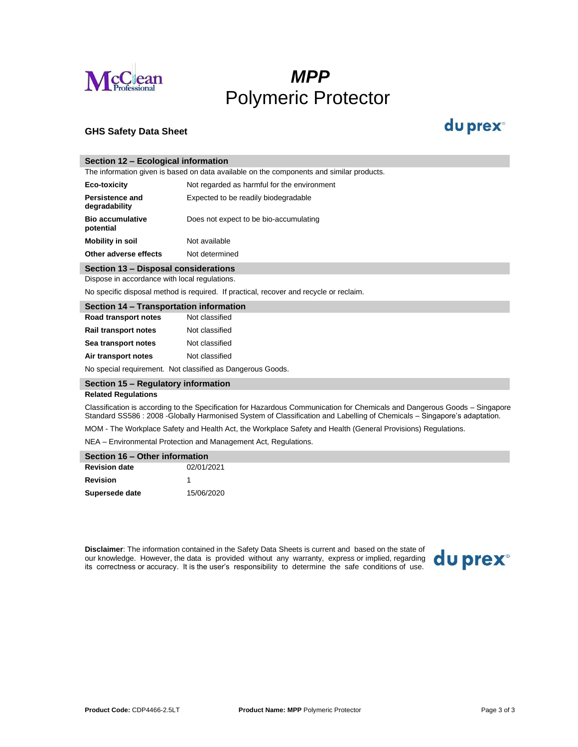## Section 12 – Ecological information

The information given is based on data available on the components and similar products.

| | |
|---|---|
| **Eco-toxicity** | Not regarded as harmful for the environment |
| **Persistence and degradability** | Expected to be readily biodegradable |
| **Bio accumulative potential** | Does not expect to be bio-accumulating |
| **Mobility in soil** | Not available |
| **Other adverse effects** | Not determined |

## Section 13 – Disposal considerations

Dispose in accordance with local regulations.

No specific disposal method is required. If practical, recover and recycle or reclaim.

## Section 14 – Transportation information

| | |
|---|---|
| **Road transport notes** | Not classified |
| **Rail transport notes** | Not classified |
| **Sea transport notes** | Not classified |
| **Air transport notes** | Not classified |

No special requirement. Not classified as Dangerous Goods.

## Section 15 – Regulatory information

**Related Regulations**

Classification is according to the Specification for Hazardous Communication for Chemicals and Dangerous Goods – Singapore Standard SS586 : 2008 -Globally Harmonised System of Classification and Labelling of Chemicals – Singapore's adaptation.

MOM - The Workplace Safety and Health Act, the Workplace Safety and Health (General Provisions) Regulations.

NEA – Environmental Protection and Management Act, Regulations.

## Section 16 – Other information

| | |
|---|---|
| **Revision date** | 02/01/2021 |
| **Revision** | 1 |
| **Supersede date** | 15/06/2020 |

**Disclaimer**: The information contained in the Safety Data Sheets is current and based on the state of our knowledge. However, the data is provided without any warranty, express or implied, regarding its correctness or accuracy. It is the user's responsibility to determine the safe conditions of use.